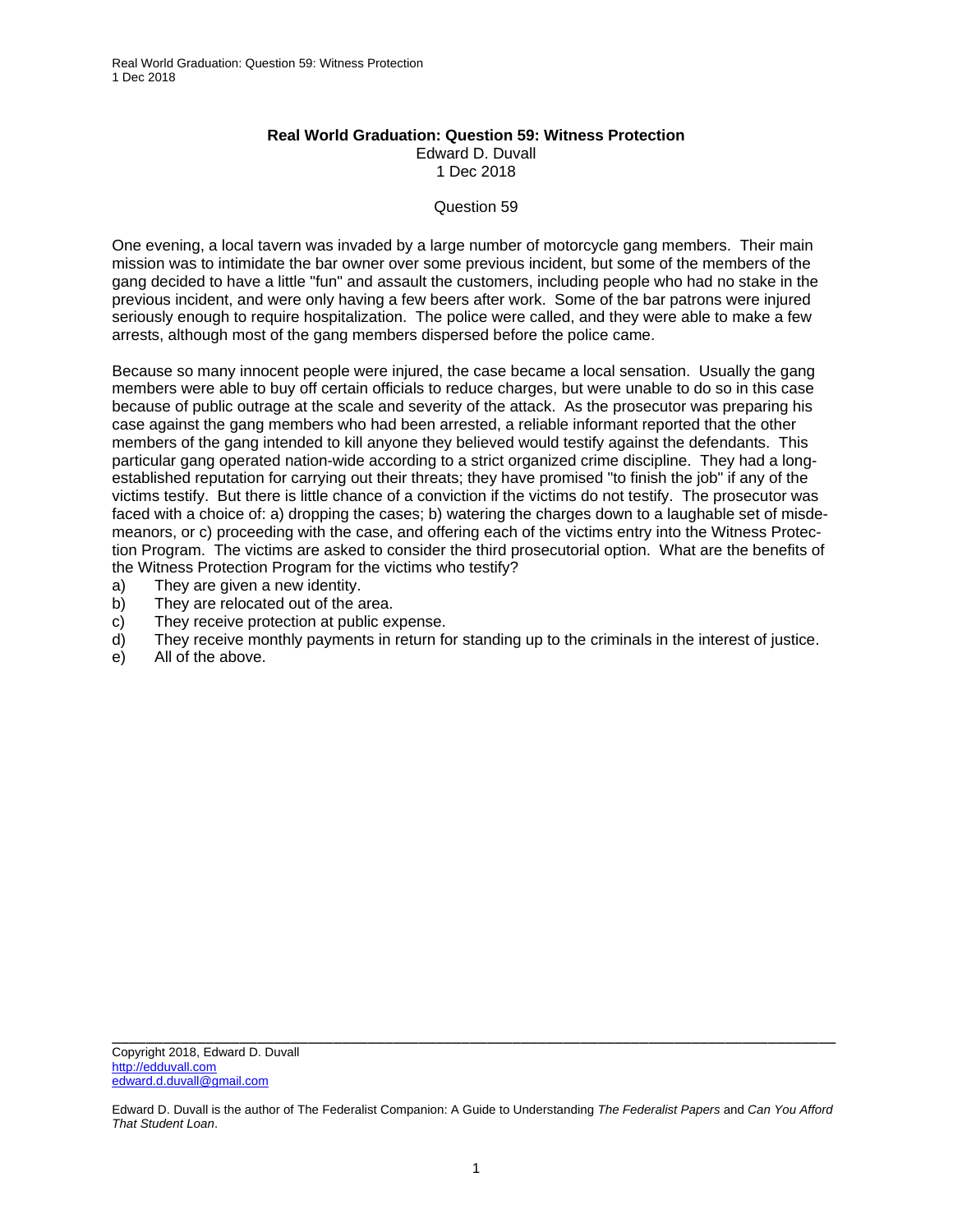**Real World Graduation: Question 59: Witness Protection**

Edward D. Duvall

1 Dec 2018

Question 59

One evening, a local tavern was invaded by a large number of motorcycle gang members. Their main mission was to intimidate the bar owner over some previous incident, but some of the members of the gang decided to have a little "fun" and assault the customers, including people who had no stake in the previous incident, and were only having a few beers after work. Some of the bar patrons were injured seriously enough to require hospitalization. The police were called, and they were able to make a few arrests, although most of the gang members dispersed before the police came.

Because so many innocent people were injured, the case became a local sensation. Usually the gang members were able to buy off certain officials to reduce charges, but were unable to do so in this case because of public outrage at the scale and severity of the attack. As the prosecutor was preparing his case against the gang members who had been arrested, a reliable informant reported that the other members of the gang intended to kill anyone they believed would testify against the defendants. This particular gang operated nation-wide according to a strict organized crime discipline. They had a long-established reputation for carrying out their threats; they have promised "to finish the job" if any of the victims testify. But there is little chance of a conviction if the victims do not testify. The prosecutor was faced with a choice of: a) dropping the cases; b) watering the charges down to a laughable set of misdemeanors, or c) proceeding with the case, and offering each of the victims entry into the Witness Protection Program. The victims are asked to consider the third prosecutorial option. What are the benefits of the Witness Protection Program for the victims who testify?

a) They are given a new identity.
b) They are relocated out of the area.
c) They receive protection at public expense.
d) They receive monthly payments in return for standing up to the criminals in the interest of justice.
e) All of the above.

---

Copyright 2018, Edward D. Duvall
http://edduvall.com
edward.d.duvall@gmail.com

Edward D. Duvall is the author of The Federalist Companion: A Guide to Understanding *The Federalist Papers* and *Can You Afford That Student Loan*.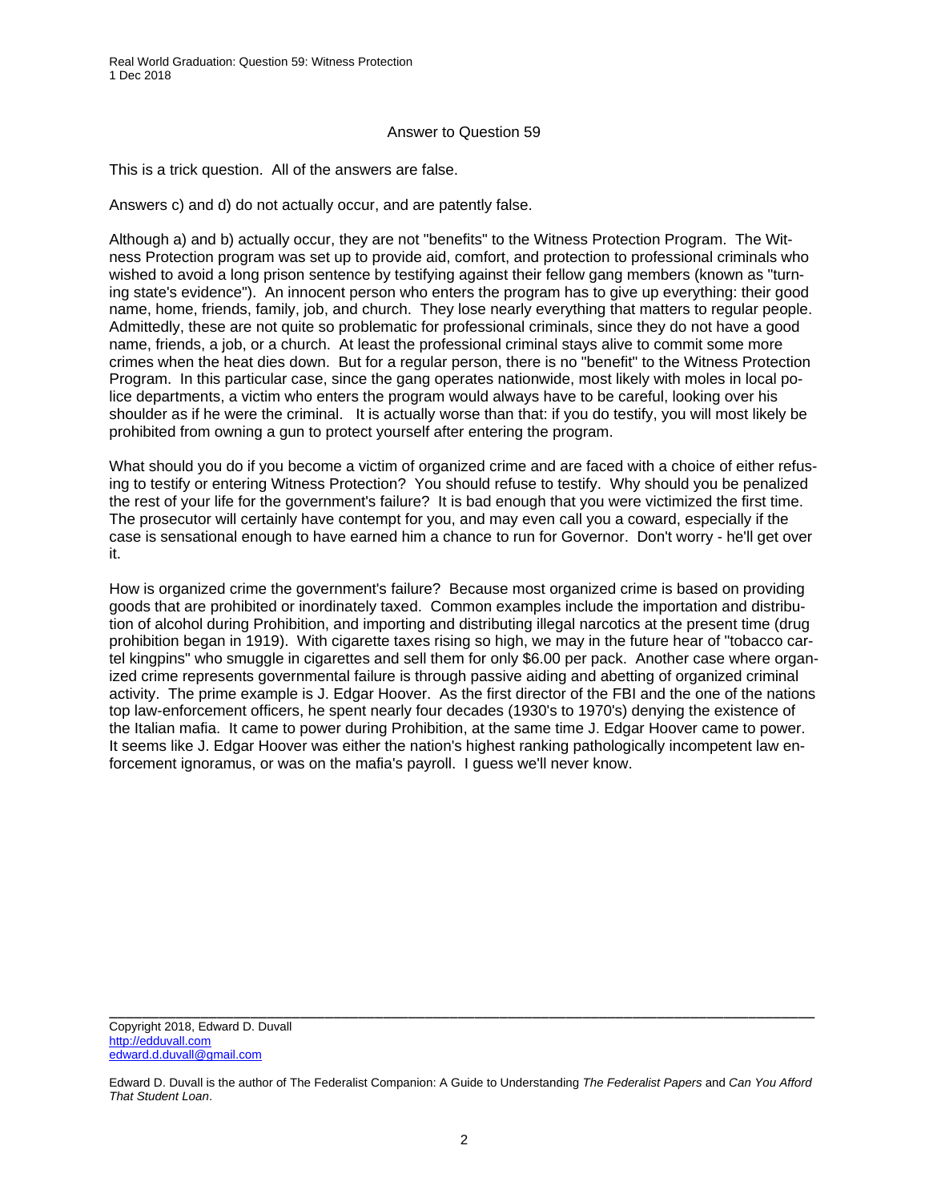Answer to Question 59

This is a trick question. All of the answers are false.

Answers c) and d) do not actually occur, and are patently false.

Although a) and b) actually occur, they are not "benefits" to the Witness Protection Program. The Witness Protection program was set up to provide aid, comfort, and protection to professional criminals who wished to avoid a long prison sentence by testifying against their fellow gang members (known as "turning state's evidence"). An innocent person who enters the program has to give up everything: their good name, home, friends, family, job, and church. They lose nearly everything that matters to regular people. Admittedly, these are not quite so problematic for professional criminals, since they do not have a good name, friends, a job, or a church. At least the professional criminal stays alive to commit some more crimes when the heat dies down. But for a regular person, there is no "benefit" to the Witness Protection Program. In this particular case, since the gang operates nationwide, most likely with moles in local police departments, a victim who enters the program would always have to be careful, looking over his shoulder as if he were the criminal. It is actually worse than that: if you do testify, you will most likely be prohibited from owning a gun to protect yourself after entering the program.

What should you do if you become a victim of organized crime and are faced with a choice of either refusing to testify or entering Witness Protection? You should refuse to testify. Why should you be penalized the rest of your life for the government's failure? It is bad enough that you were victimized the first time. The prosecutor will certainly have contempt for you, and may even call you a coward, especially if the case is sensational enough to have earned him a chance to run for Governor. Don't worry - he'll get over it.

How is organized crime the government's failure? Because most organized crime is based on providing goods that are prohibited or inordinately taxed. Common examples include the importation and distribution of alcohol during Prohibition, and importing and distributing illegal narcotics at the present time (drug prohibition began in 1919). With cigarette taxes rising so high, we may in the future hear of "tobacco cartel kingpins" who smuggle in cigarettes and sell them for only $6.00 per pack. Another case where organized crime represents governmental failure is through passive aiding and abetting of organized criminal activity. The prime example is J. Edgar Hoover. As the first director of the FBI and the one of the nations top law-enforcement officers, he spent nearly four decades (1930's to 1970's) denying the existence of the Italian mafia. It came to power during Prohibition, at the same time J. Edgar Hoover came to power. It seems like J. Edgar Hoover was either the nation's highest ranking pathologically incompetent law enforcement ignoramus, or was on the mafia's payroll. I guess we'll never know.

---

Copyright 2018, Edward D. Duvall
http://edduvall.com
edward.d.duvall@gmail.com

Edward D. Duvall is the author of The Federalist Companion: A Guide to Understanding *The Federalist Papers* and *Can You Afford That Student Loan*.